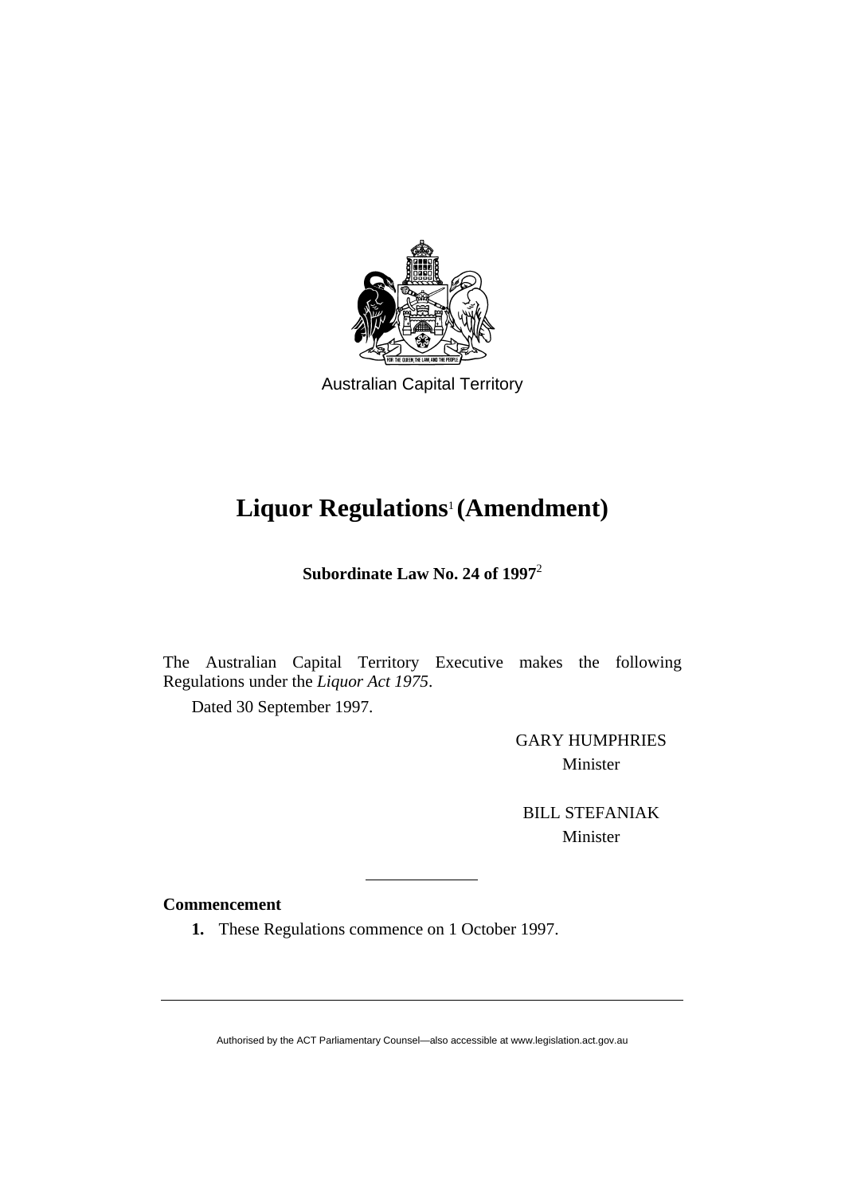Australian Capital Territory

# Liquor Regulations[1] (Amendment)

**Subordinate Law No. 24 of 1997**[2]

The Australian Capital Territory Executive makes the following Regulations under the *Liquor Act 1975*.

Dated 30 September 1997.

GARY HUMPHRIES
Minister

BILL STEFANIAK
Minister

**Commencement**

**1.** These Regulations commence on 1 October 1997.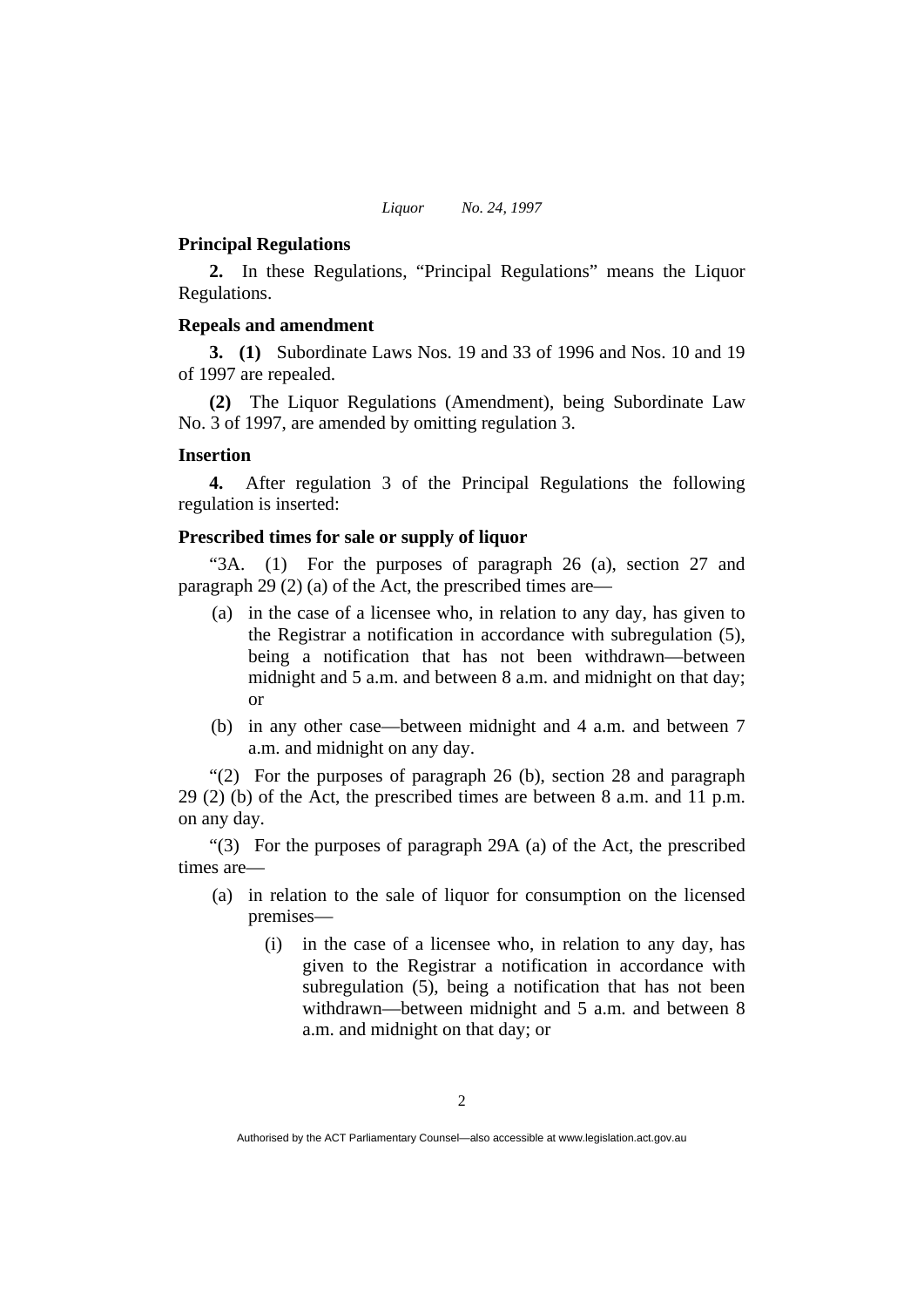**Principal Regulations**

**2.** In these Regulations, "Principal Regulations" means the Liquor Regulations.

**Repeals and amendment**

**3. (1)** Subordinate Laws Nos. 19 and 33 of 1996 and Nos. 10 and 19 of 1997 are repealed.

**(2)** The Liquor Regulations (Amendment), being Subordinate Law No. 3 of 1997, are amended by omitting regulation 3.

**Insertion**

**4.** After regulation 3 of the Principal Regulations the following regulation is inserted:

**Prescribed times for sale or supply of liquor**

"3A. (1) For the purposes of paragraph 26 (a), section 27 and paragraph 29 (2) (a) of the Act, the prescribed times are—

- (a) in the case of a licensee who, in relation to any day, has given to the Registrar a notification in accordance with subregulation (5), being a notification that has not been withdrawn—between midnight and 5 a.m. and between 8 a.m. and midnight on that day; or
- (b) in any other case—between midnight and 4 a.m. and between 7 a.m. and midnight on any day.

"(2) For the purposes of paragraph 26 (b), section 28 and paragraph 29 (2) (b) of the Act, the prescribed times are between 8 a.m. and 11 p.m. on any day.

"(3) For the purposes of paragraph 29A (a) of the Act, the prescribed times are—

- (a) in relation to the sale of liquor for consumption on the licensed premises—
  - (i) in the case of a licensee who, in relation to any day, has given to the Registrar a notification in accordance with subregulation (5), being a notification that has not been withdrawn—between midnight and 5 a.m. and between 8 a.m. and midnight on that day; or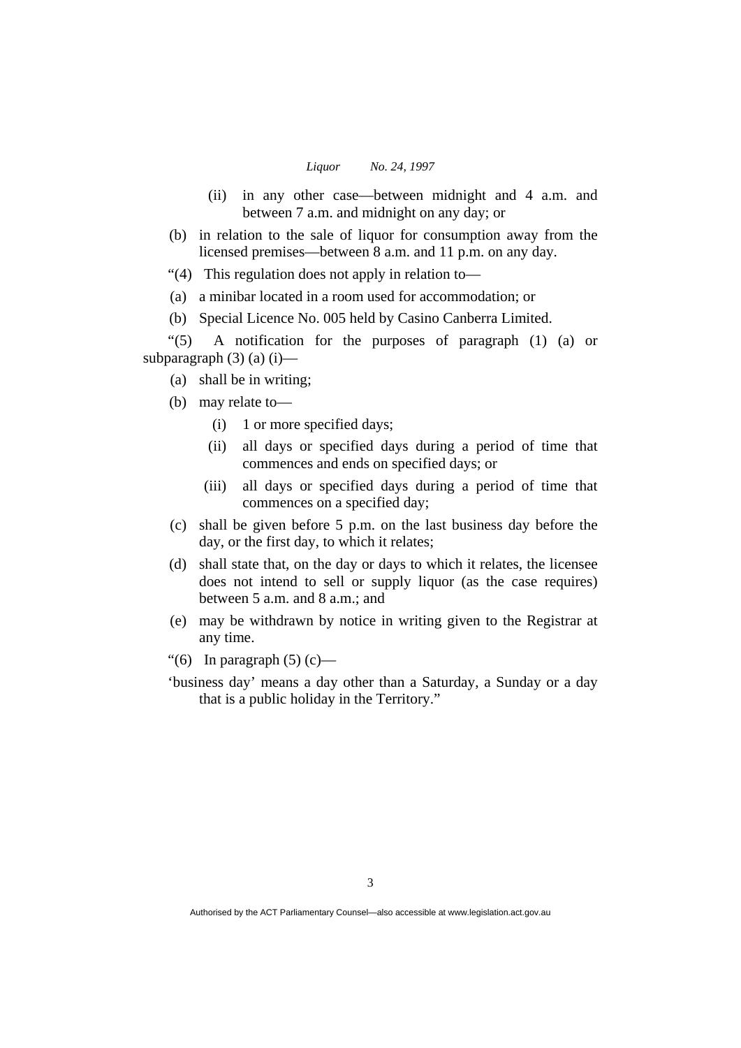(ii) in any other case—between midnight and 4 a.m. and between 7 a.m. and midnight on any day; or

(b) in relation to the sale of liquor for consumption away from the licensed premises—between 8 a.m. and 11 p.m. on any day.

"(4) This regulation does not apply in relation to—

(a) a minibar located in a room used for accommodation; or

(b) Special Licence No. 005 held by Casino Canberra Limited.

"(5) A notification for the purposes of paragraph (1) (a) or subparagraph (3) (a) (i)—

(a) shall be in writing;

(b) may relate to—

(i) 1 or more specified days;

(ii) all days or specified days during a period of time that commences and ends on specified days; or

(iii) all days or specified days during a period of time that commences on a specified day;

(c) shall be given before 5 p.m. on the last business day before the day, or the first day, to which it relates;

(d) shall state that, on the day or days to which it relates, the licensee does not intend to sell or supply liquor (as the case requires) between 5 a.m. and 8 a.m.; and

(e) may be withdrawn by notice in writing given to the Registrar at any time.

"(6) In paragraph (5) (c)—

'business day' means a day other than a Saturday, a Sunday or a day that is a public holiday in the Territory."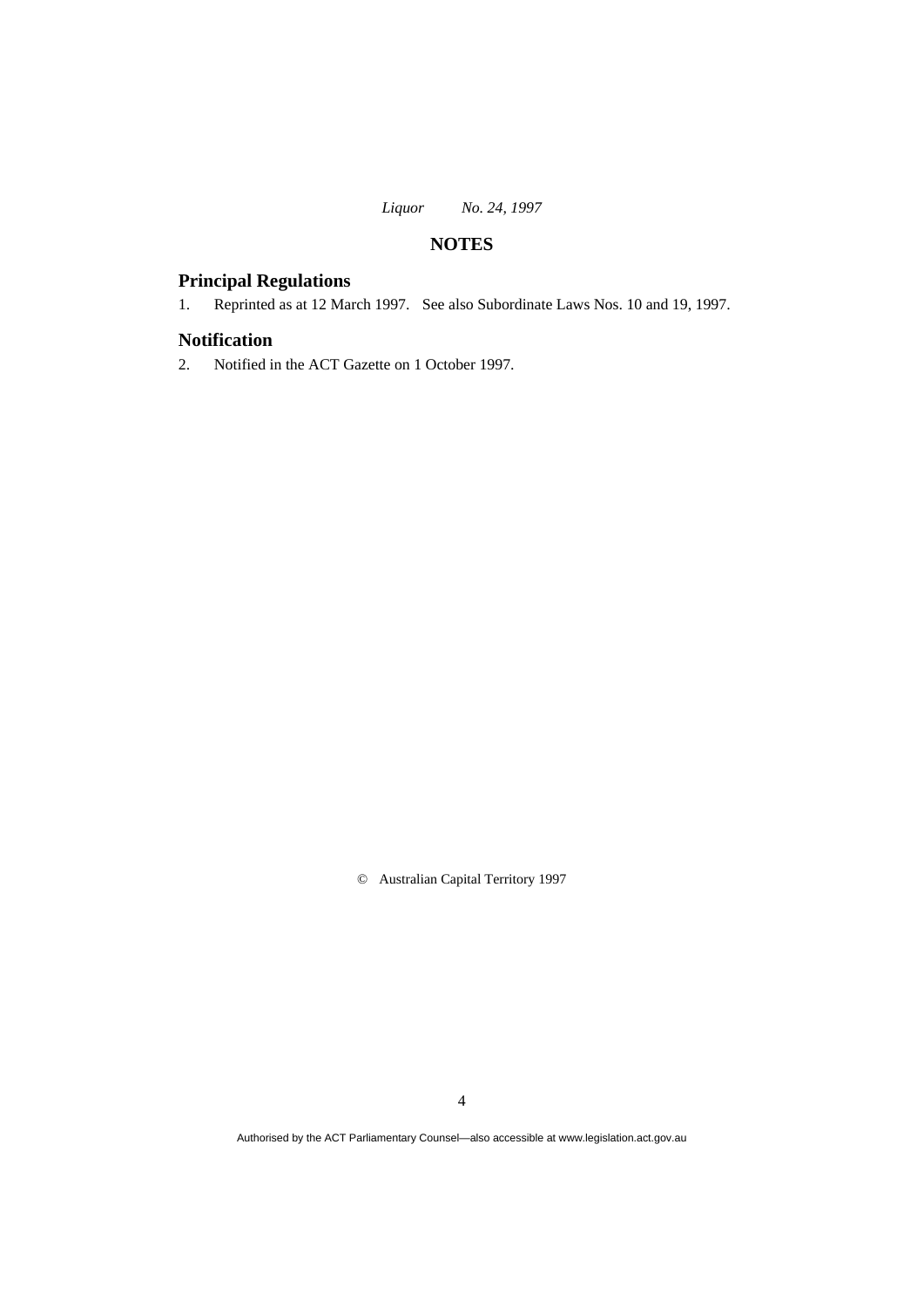*Liquor No. 24, 1997*

## NOTES

### Principal Regulations

1. Reprinted as at 12 March 1997. See also Subordinate Laws Nos. 10 and 19, 1997.

### Notification

2. Notified in the ACT Gazette on 1 October 1997.

© Australian Capital Territory 1997

Authorised by the ACT Parliamentary Counsel—also accessible at www.legislation.act.gov.au